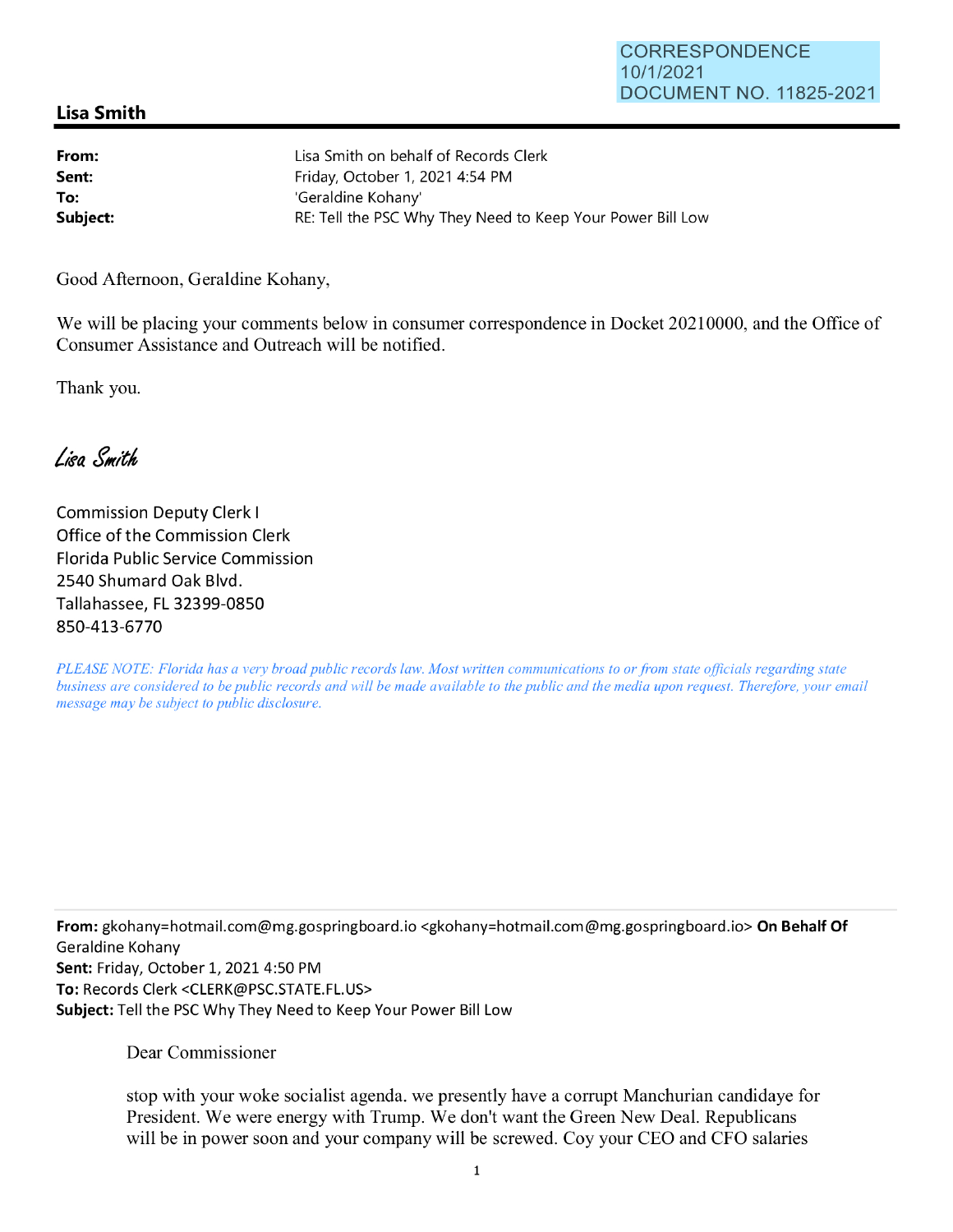CORRESPONDENCE
10/1/2021
DOCUMENT NO. 11825-2021

## Lisa Smith

**From:** Lisa Smith on behalf of Records Clerk
**Sent:** Friday, October 1, 2021 4:54 PM
**To:** 'Geraldine Kohany'
**Subject:** RE: Tell the PSC Why They Need to Keep Your Power Bill Low

Good Afternoon, Geraldine Kohany,

We will be placing your comments below in consumer correspondence in Docket 20210000, and the Office of Consumer Assistance and Outreach will be notified.

Thank you.

*Lisa Smith*

Commission Deputy Clerk I
Office of the Commission Clerk
Florida Public Service Commission
2540 Shumard Oak Blvd.
Tallahassee, FL 32399-0850
850-413-6770

*PLEASE NOTE: Florida has a very broad public records law. Most written communications to or from state officials regarding state business are considered to be public records and will be made available to the public and the media upon request. Therefore, your email message may be subject to public disclosure.*

---

**From:** gkohany=hotmail.com@mg.gospringboard.io <gkohany=hotmail.com@mg.gospringboard.io> **On Behalf Of** Geraldine Kohany
**Sent:** Friday, October 1, 2021 4:50 PM
**To:** Records Clerk <CLERK@PSC.STATE.FL.US>
**Subject:** Tell the PSC Why They Need to Keep Your Power Bill Low

Dear Commissioner

stop with your woke socialist agenda. we presently have a corrupt Manchurian candidaye for President. We were energy with Trump. We don't want the Green New Deal. Republicans will be in power soon and your company will be screwed. Coy your CEO and CFO salaries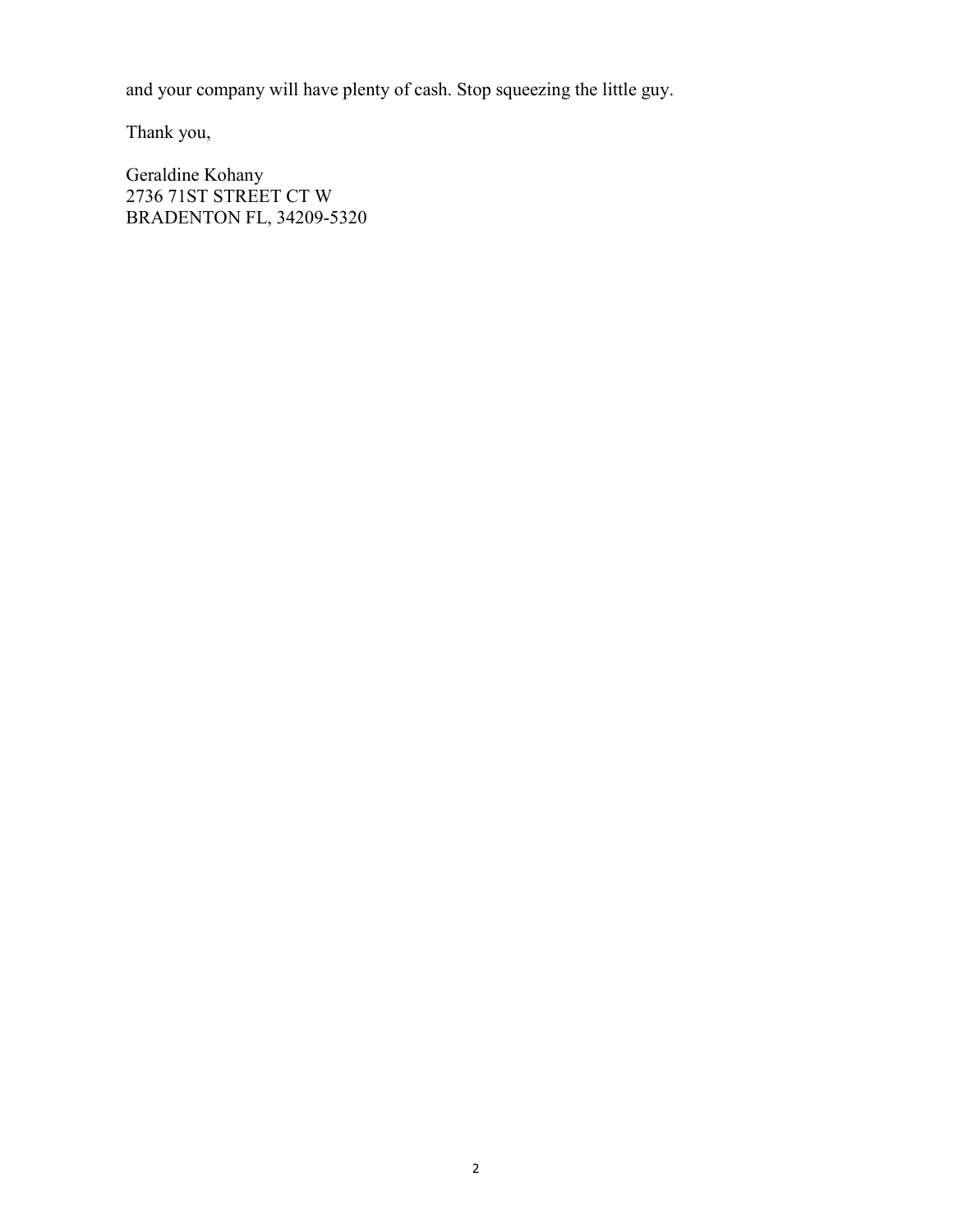and your company will have plenty of cash. Stop squeezing the little guy.

Thank you,

Geraldine Kohany
2736 71ST STREET CT W
BRADENTON FL, 34209-5320